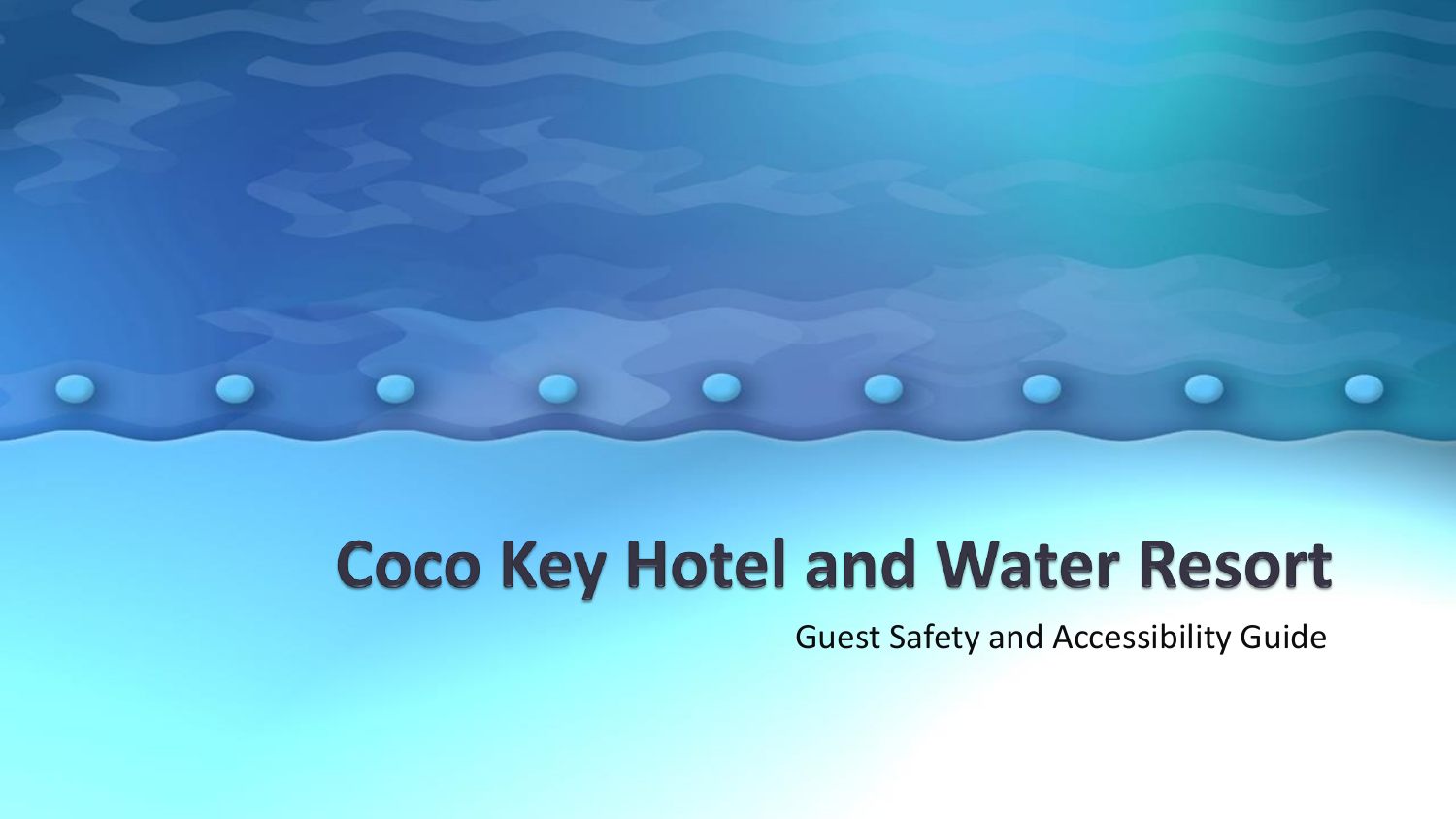# Coco Key Hotel and Water Resort

Guest Safety and Accessibility Guide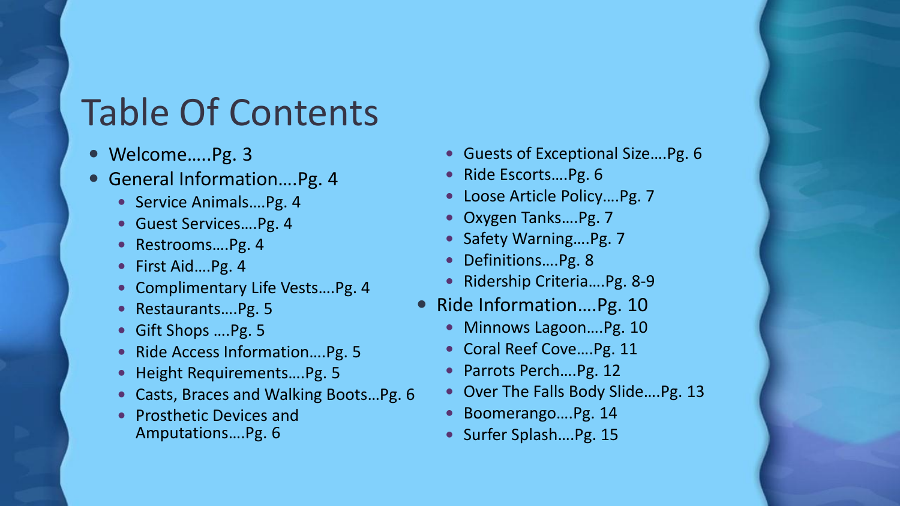# Table Of Contents

- Welcome…..Pg. 3
- General Information….Pg. 4
  - Service Animals….Pg. 4
  - Guest Services….Pg. 4
  - Restrooms….Pg. 4
  - First Aid….Pg. 4
  - Complimentary Life Vests….Pg. 4
  - Restaurants….Pg. 5
  - Gift Shops ….Pg. 5
  - Ride Access Information….Pg. 5
  - Height Requirements….Pg. 5
  - Casts, Braces and Walking Boots…Pg. 6
  - Prosthetic Devices and Amputations….Pg. 6
  - Guests of Exceptional Size….Pg. 6
  - Ride Escorts….Pg. 6
  - Loose Article Policy….Pg. 7
  - Oxygen Tanks….Pg. 7
  - Safety Warning….Pg. 7
  - Definitions….Pg. 8
  - Ridership Criteria….Pg. 8-9
- Ride Information….Pg. 10
  - Minnows Lagoon….Pg. 10
  - Coral Reef Cove….Pg. 11
  - Parrots Perch….Pg. 12
  - Over The Falls Body Slide….Pg. 13
  - Boomerango….Pg. 14
  - Surfer Splash….Pg. 15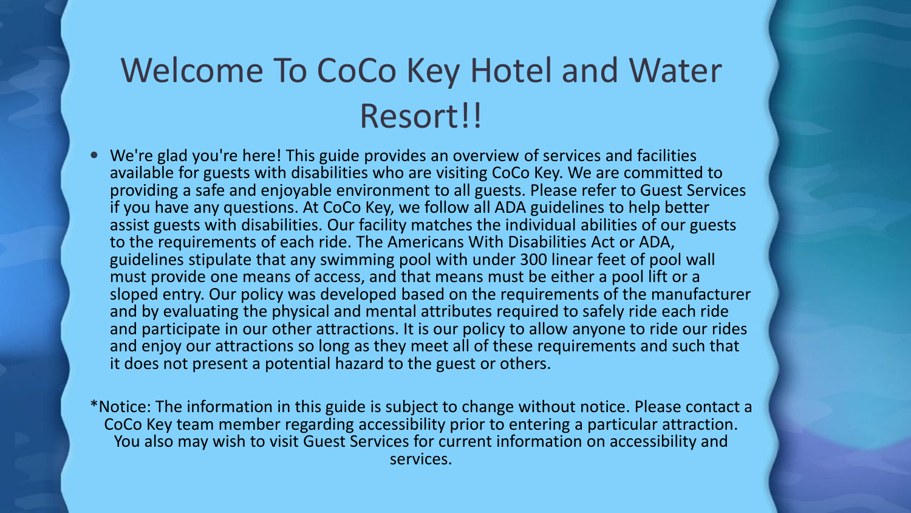# Welcome To CoCo Key Hotel and Water Resort!!

- We're glad you're here! This guide provides an overview of services and facilities available for guests with disabilities who are visiting CoCo Key. We are committed to providing a safe and enjoyable environment to all guests. Please refer to Guest Services if you have any questions. At CoCo Key, we follow all ADA guidelines to help better assist guests with disabilities. Our facility matches the individual abilities of our guests to the requirements of each ride. The Americans With Disabilities Act or ADA, guidelines stipulate that any swimming pool with under 300 linear feet of pool wall must provide one means of access, and that means must be either a pool lift or a sloped entry. Our policy was developed based on the requirements of the manufacturer and by evaluating the physical and mental attributes required to safely ride each ride and participate in our other attractions. It is our policy to allow anyone to ride our rides and enjoy our attractions so long as they meet all of these requirements and such that it does not present a potential hazard to the guest or others.

*Notice: The information in this guide is subject to change without notice. Please contact a CoCo Key team member regarding accessibility prior to entering a particular attraction. You also may wish to visit Guest Services for current information on accessibility and services.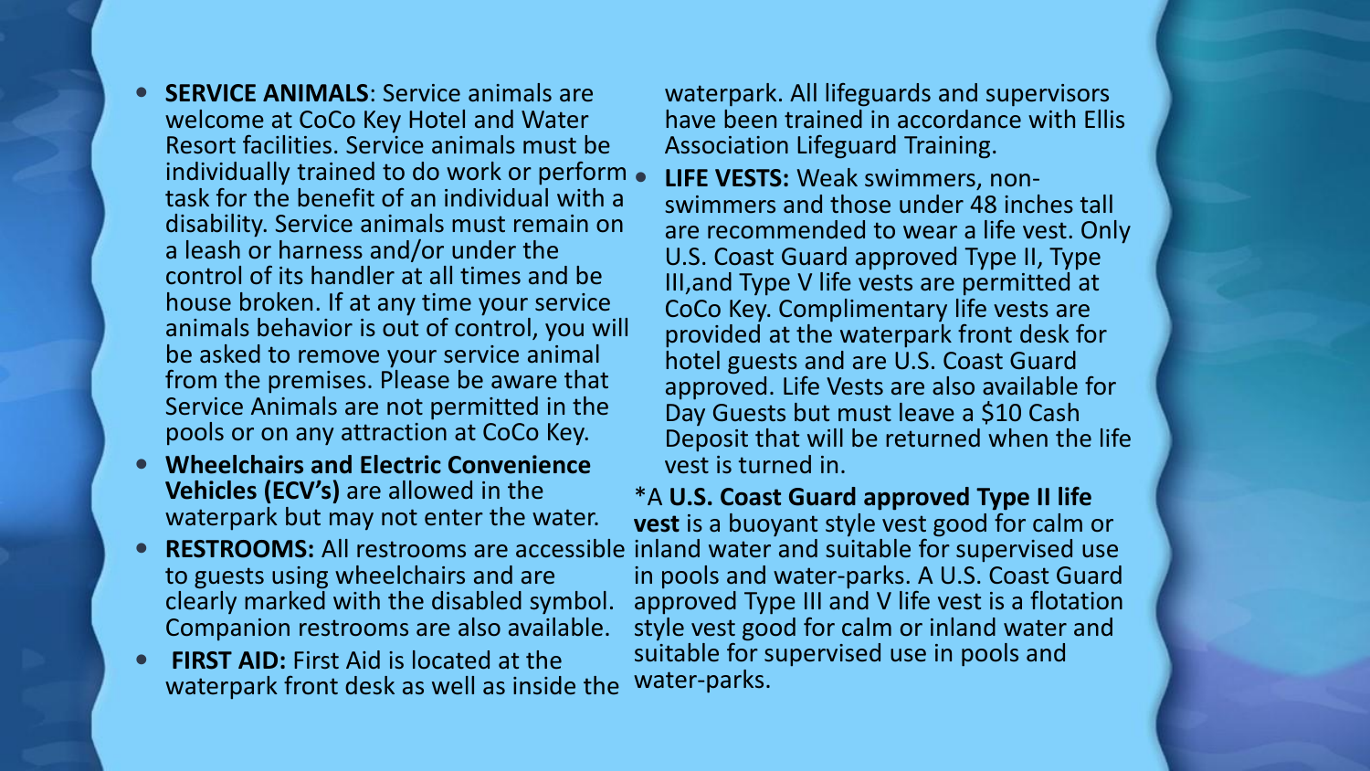- **SERVICE ANIMALS**: Service animals are welcome at CoCo Key Hotel and Water Resort facilities. Service animals must be individually trained to do work or perform task for the benefit of an individual with a disability. Service animals must remain on a leash or harness and/or under the control of its handler at all times and be house broken. If at any time your service animals behavior is out of control, you will be asked to remove your service animal from the premises. Please be aware that Service Animals are not permitted in the pools or on any attraction at CoCo Key.
- **Wheelchairs and Electric Convenience Vehicles (ECV's)** are allowed in the waterpark but may not enter the water.
- **RESTROOMS:** All restrooms are accessible to guests using wheelchairs and are clearly marked with the disabled symbol. Companion restrooms are also available.
- **FIRST AID:** First Aid is located at the waterpark front desk as well as inside the waterpark. All lifeguards and supervisors have been trained in accordance with Ellis Association Lifeguard Training.
- **LIFE VESTS:** Weak swimmers, non-swimmers and those under 48 inches tall are recommended to wear a life vest. Only U.S. Coast Guard approved Type II, Type III,and Type V life vests are permitted at CoCo Key. Complimentary life vests are provided at the waterpark front desk for hotel guests and are U.S. Coast Guard approved. Life Vests are also available for Day Guests but must leave a $10 Cash Deposit that will be returned when the life vest is turned in.

*A **U.S. Coast Guard approved Type II life vest** is a buoyant style vest good for calm or inland water and suitable for supervised use in pools and water-parks. A U.S. Coast Guard approved Type III and V life vest is a flotation style vest good for calm or inland water and suitable for supervised use in pools and water-parks.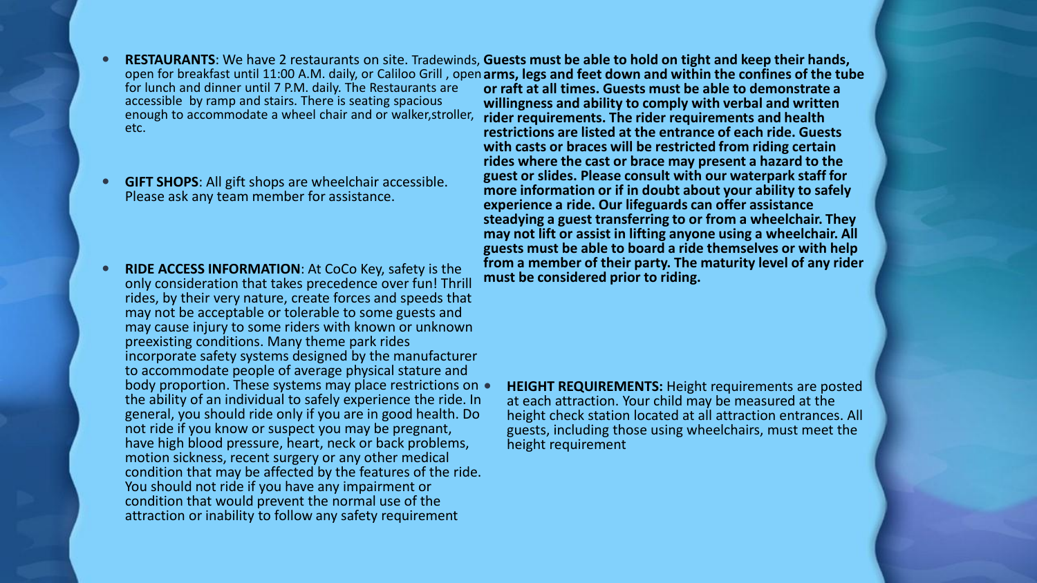- **RESTAURANTS**: We have 2 restaurants on site. Tradewinds, open for breakfast until 11:00 A.M. daily, or Caliloo Grill , open for lunch and dinner until 7 P.M. daily. The Restaurants are accessible by ramp and stairs. There is seating spacious enough to accommodate a wheel chair and or walker,stroller, etc.

- **GIFT SHOPS**: All gift shops are wheelchair accessible. Please ask any team member for assistance.

- **RIDE ACCESS INFORMATION**: At CoCo Key, safety is the only consideration that takes precedence over fun! Thrill rides, by their very nature, create forces and speeds that may not be acceptable or tolerable to some guests and may cause injury to some riders with known or unknown preexisting conditions. Many theme park rides incorporate safety systems designed by the manufacturer to accommodate people of average physical stature and body proportion. These systems may place restrictions on the ability of an individual to safely experience the ride. In general, you should ride only if you are in good health. Do not ride if you know or suspect you may be pregnant, have high blood pressure, heart, neck or back problems, motion sickness, recent surgery or any other medical condition that may be affected by the features of the ride. You should not ride if you have any impairment or condition that would prevent the normal use of the attraction or inability to follow any safety requirement

**Guests must be able to hold on tight and keep their hands, arms, legs and feet down and within the confines of the tube or raft at all times. Guests must be able to demonstrate a willingness and ability to comply with verbal and written rider requirements. The rider requirements and health restrictions are listed at the entrance of each ride. Guests with casts or braces will be restricted from riding certain rides where the cast or brace may present a hazard to the guest or slides. Please consult with our waterpark staff for more information or if in doubt about your ability to safely experience a ride. Our lifeguards can offer assistance steadying a guest transferring to or from a wheelchair. They may not lift or assist in lifting anyone using a wheelchair. All guests must be able to board a ride themselves or with help from a member of their party. The maturity level of any rider must be considered prior to riding.**

- **HEIGHT REQUIREMENTS:** Height requirements are posted at each attraction. Your child may be measured at the height check station located at all attraction entrances. All guests, including those using wheelchairs, must meet the height requirement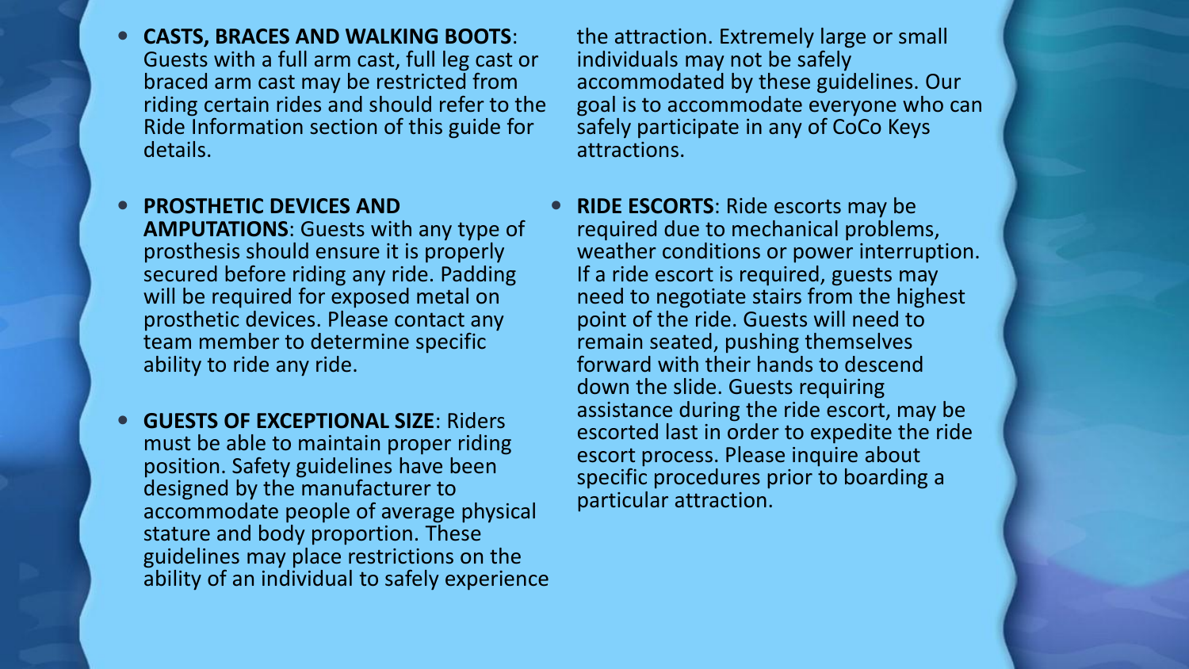- **CASTS, BRACES AND WALKING BOOTS**: Guests with a full arm cast, full leg cast or braced arm cast may be restricted from riding certain rides and should refer to the Ride Information section of this guide for details.

- **PROSTHETIC DEVICES AND AMPUTATIONS**: Guests with any type of prosthesis should ensure it is properly secured before riding any ride. Padding will be required for exposed metal on prosthetic devices. Please contact any team member to determine specific ability to ride any ride.

- **GUESTS OF EXCEPTIONAL SIZE**: Riders must be able to maintain proper riding position. Safety guidelines have been designed by the manufacturer to accommodate people of average physical stature and body proportion. These guidelines may place restrictions on the ability of an individual to safely experience the attraction. Extremely large or small individuals may not be safely accommodated by these guidelines. Our goal is to accommodate everyone who can safely participate in any of CoCo Keys attractions.

- **RIDE ESCORTS**: Ride escorts may be required due to mechanical problems, weather conditions or power interruption. If a ride escort is required, guests may need to negotiate stairs from the highest point of the ride. Guests will need to remain seated, pushing themselves forward with their hands to descend down the slide. Guests requiring assistance during the ride escort, may be escorted last in order to expedite the ride escort process. Please inquire about specific procedures prior to boarding a particular attraction.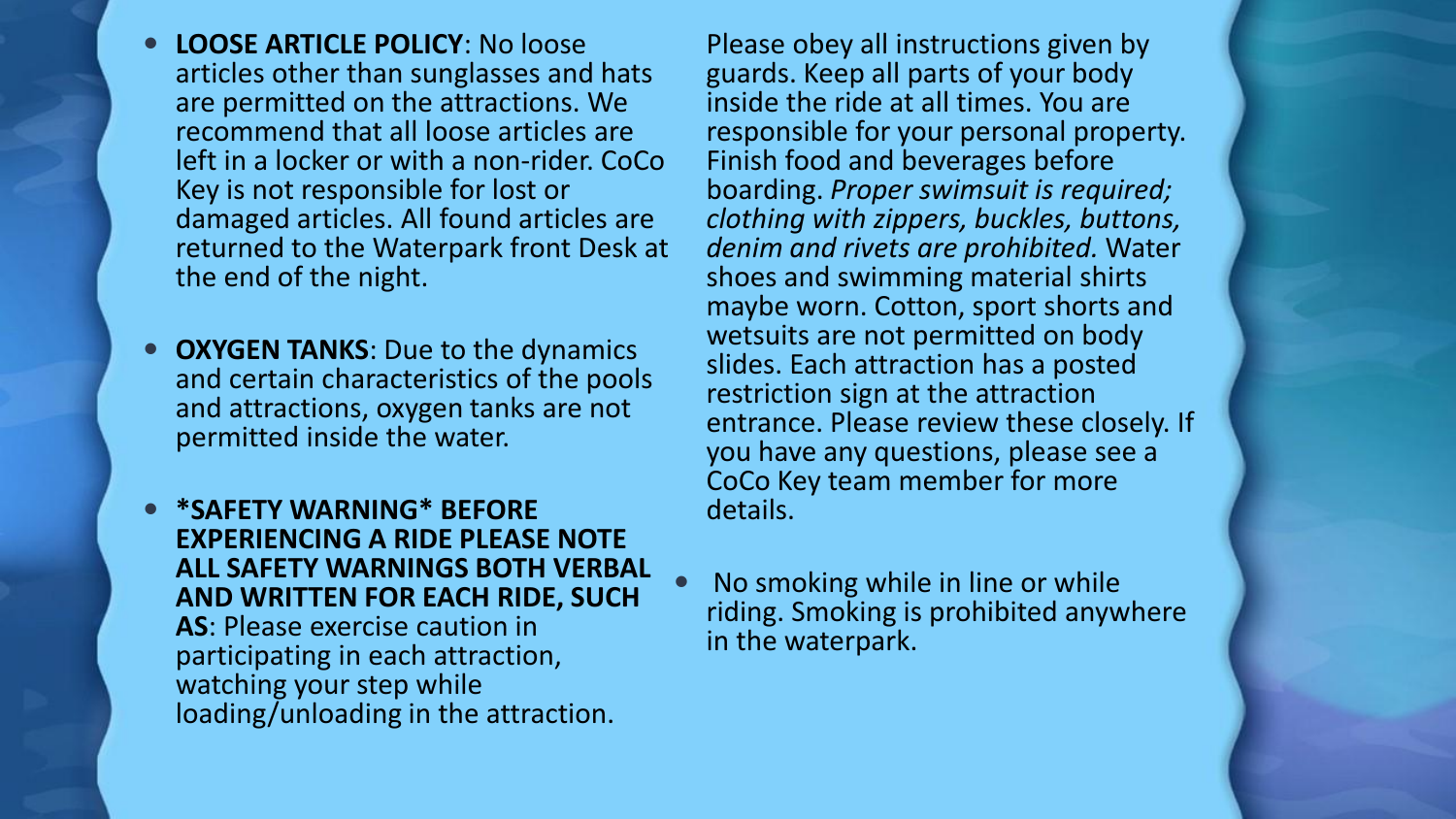- **LOOSE ARTICLE POLICY**: No loose articles other than sunglasses and hats are permitted on the attractions. We recommend that all loose articles are left in a locker or with a non-rider. CoCo Key is not responsible for lost or damaged articles. All found articles are returned to the Waterpark front Desk at the end of the night.

- **OXYGEN TANKS**: Due to the dynamics and certain characteristics of the pools and attractions, oxygen tanks are not permitted inside the water.

- ***SAFETY WARNING* BEFORE EXPERIENCING A RIDE PLEASE NOTE ALL SAFETY WARNINGS BOTH VERBAL AND WRITTEN FOR EACH RIDE, SUCH AS**: Please exercise caution in participating in each attraction, watching your step while loading/unloading in the attraction. Please obey all instructions given by guards. Keep all parts of your body inside the ride at all times. You are responsible for your personal property. Finish food and beverages before boarding. *Proper swimsuit is required; clothing with zippers, buckles, buttons, denim and rivets are prohibited.* Water shoes and swimming material shirts maybe worn. Cotton, sport shorts and wetsuits are not permitted on body slides. Each attraction has a posted restriction sign at the attraction entrance. Please review these closely. If you have any questions, please see a CoCo Key team member for more details.

- No smoking while in line or while riding. Smoking is prohibited anywhere in the waterpark.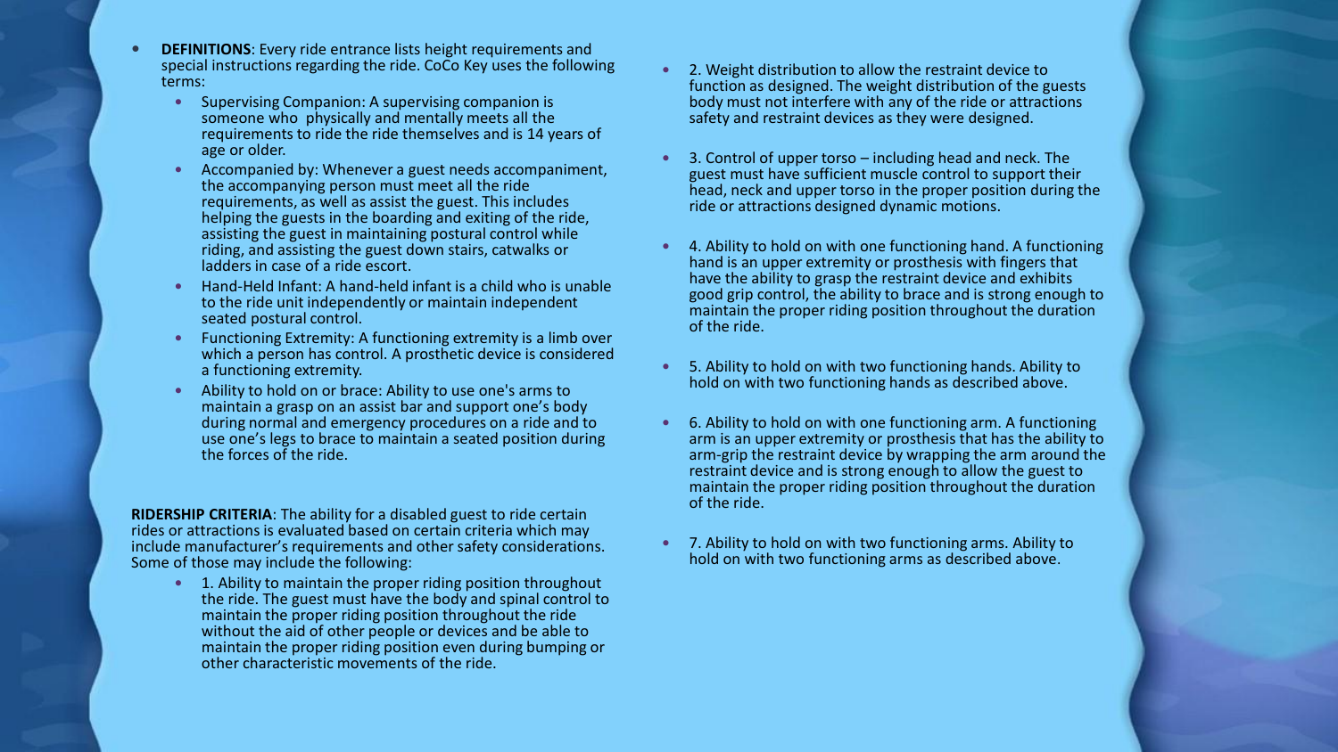- **DEFINITIONS**: Every ride entrance lists height requirements and special instructions regarding the ride. CoCo Key uses the following terms:
  - Supervising Companion: A supervising companion is someone who physically and mentally meets all the requirements to ride the ride themselves and is 14 years of age or older.
  - Accompanied by: Whenever a guest needs accompaniment, the accompanying person must meet all the ride requirements, as well as assist the guest. This includes helping the guests in the boarding and exiting of the ride, assisting the guest in maintaining postural control while riding, and assisting the guest down stairs, catwalks or ladders in case of a ride escort.
  - Hand-Held Infant: A hand-held infant is a child who is unable to the ride unit independently or maintain independent seated postural control.
  - Functioning Extremity: A functioning extremity is a limb over which a person has control. A prosthetic device is considered a functioning extremity.
  - Ability to hold on or brace: Ability to use one's arms to maintain a grasp on an assist bar and support one's body during normal and emergency procedures on a ride and to use one's legs to brace to maintain a seated position during the forces of the ride.

**RIDERSHIP CRITERIA**: The ability for a disabled guest to ride certain rides or attractions is evaluated based on certain criteria which may include manufacturer's requirements and other safety considerations. Some of those may include the following:

- 1. Ability to maintain the proper riding position throughout the ride. The guest must have the body and spinal control to maintain the proper riding position throughout the ride without the aid of other people or devices and be able to maintain the proper riding position even during bumping or other characteristic movements of the ride.
- 2. Weight distribution to allow the restraint device to function as designed. The weight distribution of the guests body must not interfere with any of the ride or attractions safety and restraint devices as they were designed.
- 3. Control of upper torso – including head and neck. The guest must have sufficient muscle control to support their head, neck and upper torso in the proper position during the ride or attractions designed dynamic motions.
- 4. Ability to hold on with one functioning hand. A functioning hand is an upper extremity or prosthesis with fingers that have the ability to grasp the restraint device and exhibits good grip control, the ability to brace and is strong enough to maintain the proper riding position throughout the duration of the ride.
- 5. Ability to hold on with two functioning hands. Ability to hold on with two functioning hands as described above.
- 6. Ability to hold on with one functioning arm. A functioning arm is an upper extremity or prosthesis that has the ability to arm-grip the restraint device by wrapping the arm around the restraint device and is strong enough to allow the guest to maintain the proper riding position throughout the duration of the ride.
- 7. Ability to hold on with two functioning arms. Ability to hold on with two functioning arms as described above.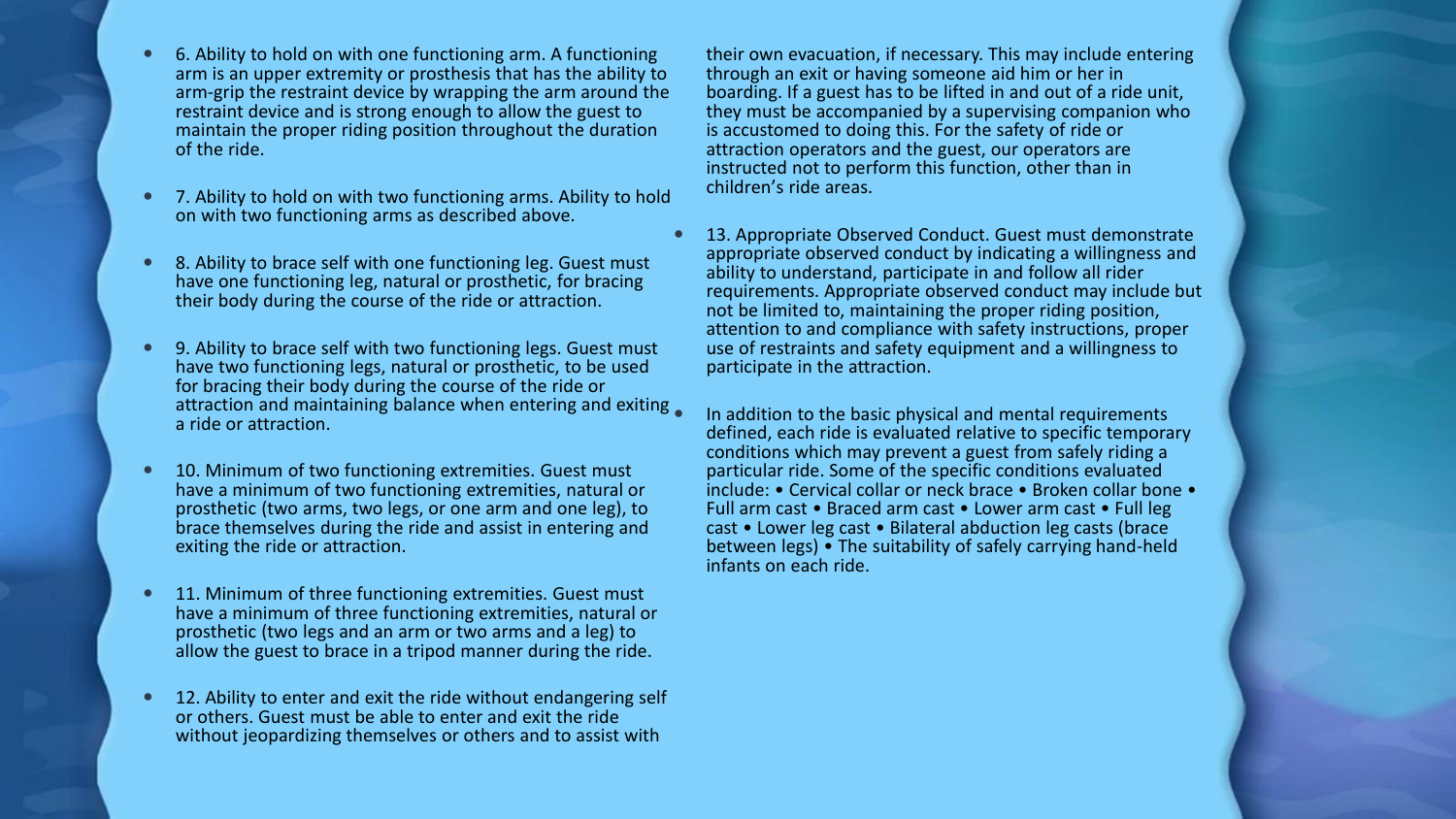- 6. Ability to hold on with one functioning arm. A functioning arm is an upper extremity or prosthesis that has the ability to arm-grip the restraint device by wrapping the arm around the restraint device and is strong enough to allow the guest to maintain the proper riding position throughout the duration of the ride.
- 7. Ability to hold on with two functioning arms. Ability to hold on with two functioning arms as described above.
- 8. Ability to brace self with one functioning leg. Guest must have one functioning leg, natural or prosthetic, for bracing their body during the course of the ride or attraction.
- 9. Ability to brace self with two functioning legs. Guest must have two functioning legs, natural or prosthetic, to be used for bracing their body during the course of the ride or attraction and maintaining balance when entering and exiting a ride or attraction.
- 10. Minimum of two functioning extremities. Guest must have a minimum of two functioning extremities, natural or prosthetic (two arms, two legs, or one arm and one leg), to brace themselves during the ride and assist in entering and exiting the ride or attraction.
- 11. Minimum of three functioning extremities. Guest must have a minimum of three functioning extremities, natural or prosthetic (two legs and an arm or two arms and a leg) to allow the guest to brace in a tripod manner during the ride.
- 12. Ability to enter and exit the ride without endangering self or others. Guest must be able to enter and exit the ride without jeopardizing themselves or others and to assist with their own evacuation, if necessary. This may include entering through an exit or having someone aid him or her in boarding. If a guest has to be lifted in and out of a ride unit, they must be accompanied by a supervising companion who is accustomed to doing this. For the safety of ride or attraction operators and the guest, our operators are instructed not to perform this function, other than in children's ride areas.
- 13. Appropriate Observed Conduct. Guest must demonstrate appropriate observed conduct by indicating a willingness and ability to understand, participate in and follow all rider requirements. Appropriate observed conduct may include but not be limited to, maintaining the proper riding position, attention to and compliance with safety instructions, proper use of restraints and safety equipment and a willingness to participate in the attraction.
- In addition to the basic physical and mental requirements defined, each ride is evaluated relative to specific temporary conditions which may prevent a guest from safely riding a particular ride. Some of the specific conditions evaluated include: • Cervical collar or neck brace • Broken collar bone • Full arm cast • Braced arm cast • Lower arm cast • Full leg cast • Lower leg cast • Bilateral abduction leg casts (brace between legs) • The suitability of safely carrying hand-held infants on each ride.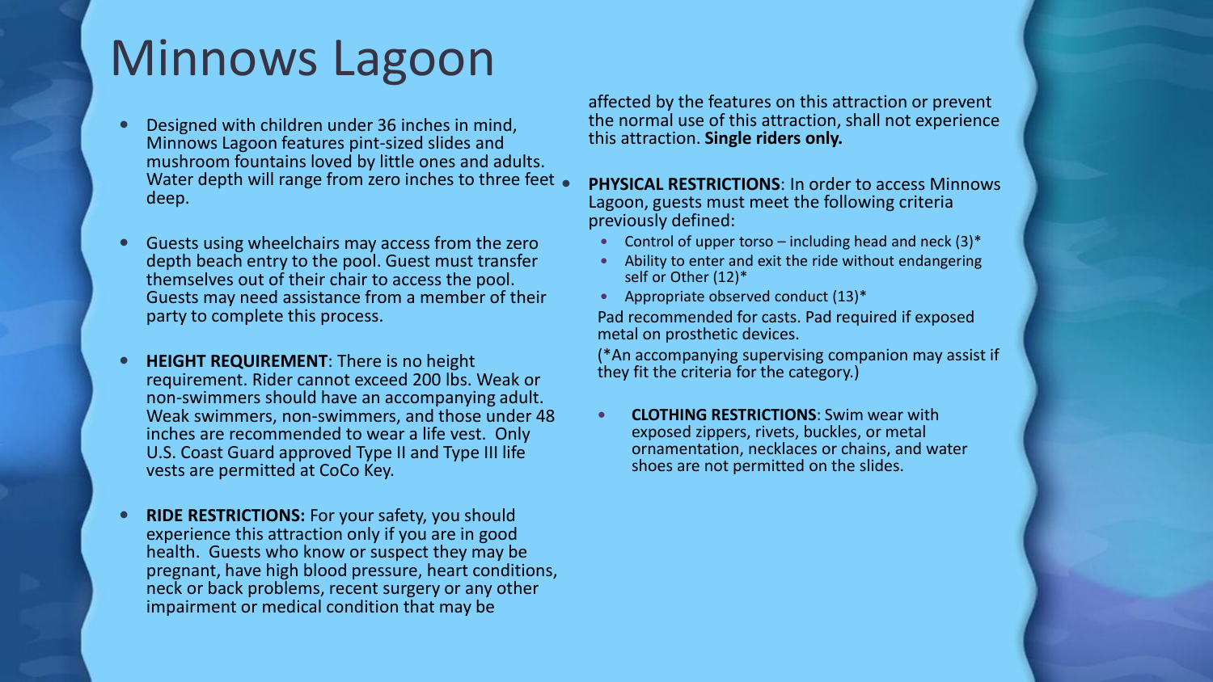# Minnows Lagoon

- Designed with children under 36 inches in mind, Minnows Lagoon features pint-sized slides and mushroom fountains loved by little ones and adults. Water depth will range from zero inches to three feet deep.
- Guests using wheelchairs may access from the zero depth beach entry to the pool. Guest must transfer themselves out of their chair to access the pool. Guests may need assistance from a member of their party to complete this process.
- **HEIGHT REQUIREMENT**: There is no height requirement. Rider cannot exceed 200 lbs. Weak or non-swimmers should have an accompanying adult. Weak swimmers, non-swimmers, and those under 48 inches are recommended to wear a life vest. Only U.S. Coast Guard approved Type II and Type III life vests are permitted at CoCo Key.
- **RIDE RESTRICTIONS:** For your safety, you should experience this attraction only if you are in good health. Guests who know or suspect they may be pregnant, have high blood pressure, heart conditions, neck or back problems, recent surgery or any other impairment or medical condition that may be affected by the features on this attraction or prevent the normal use of this attraction, shall not experience this attraction. **Single riders only.**
- **PHYSICAL RESTRICTIONS**: In order to access Minnows Lagoon, guests must meet the following criteria previously defined:
  - Control of upper torso – including head and neck (3)*
  - Ability to enter and exit the ride without endangering self or Other (12)*
  - Appropriate observed conduct (13)*

  Pad recommended for casts. Pad required if exposed metal on prosthetic devices.

  (*An accompanying supervising companion may assist if they fit the criteria for the category.)
- **CLOTHING RESTRICTIONS**: Swim wear with exposed zippers, rivets, buckles, or metal ornamentation, necklaces or chains, and water shoes are not permitted on the slides.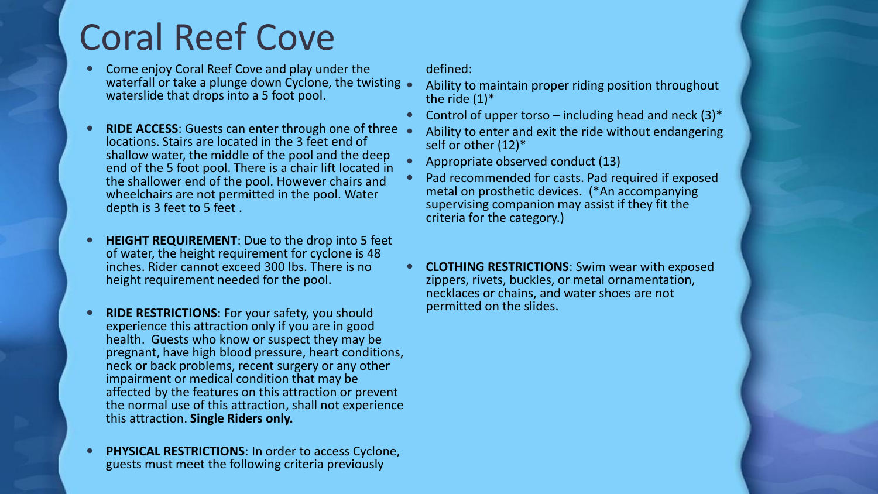# Coral Reef Cove

- Come enjoy Coral Reef Cove and play under the waterfall or take a plunge down Cyclone, the twisting waterslide that drops into a 5 foot pool.

- **RIDE ACCESS**: Guests can enter through one of three locations. Stairs are located in the 3 feet end of shallow water, the middle of the pool and the deep end of the 5 foot pool. There is a chair lift located in the shallower end of the pool. However chairs and wheelchairs are not permitted in the pool. Water depth is 3 feet to 5 feet .

- **HEIGHT REQUIREMENT**: Due to the drop into 5 feet of water, the height requirement for cyclone is 48 inches. Rider cannot exceed 300 lbs. There is no height requirement needed for the pool.

- **RIDE RESTRICTIONS**: For your safety, you should experience this attraction only if you are in good health. Guests who know or suspect they may be pregnant, have high blood pressure, heart conditions, neck or back problems, recent surgery or any other impairment or medical condition that may be affected by the features on this attraction or prevent the normal use of this attraction, shall not experience this attraction. **Single Riders only.**

- **PHYSICAL RESTRICTIONS**: In order to access Cyclone, guests must meet the following criteria previously defined:
  - Ability to maintain proper riding position throughout the ride (1)*
  - Control of upper torso – including head and neck (3)*
  - Ability to enter and exit the ride without endangering self or other (12)*
  - Appropriate observed conduct (13)
  - Pad recommended for casts. Pad required if exposed metal on prosthetic devices. (*An accompanying supervising companion may assist if they fit the criteria for the category.)

- **CLOTHING RESTRICTIONS**: Swim wear with exposed zippers, rivets, buckles, or metal ornamentation, necklaces or chains, and water shoes are not permitted on the slides.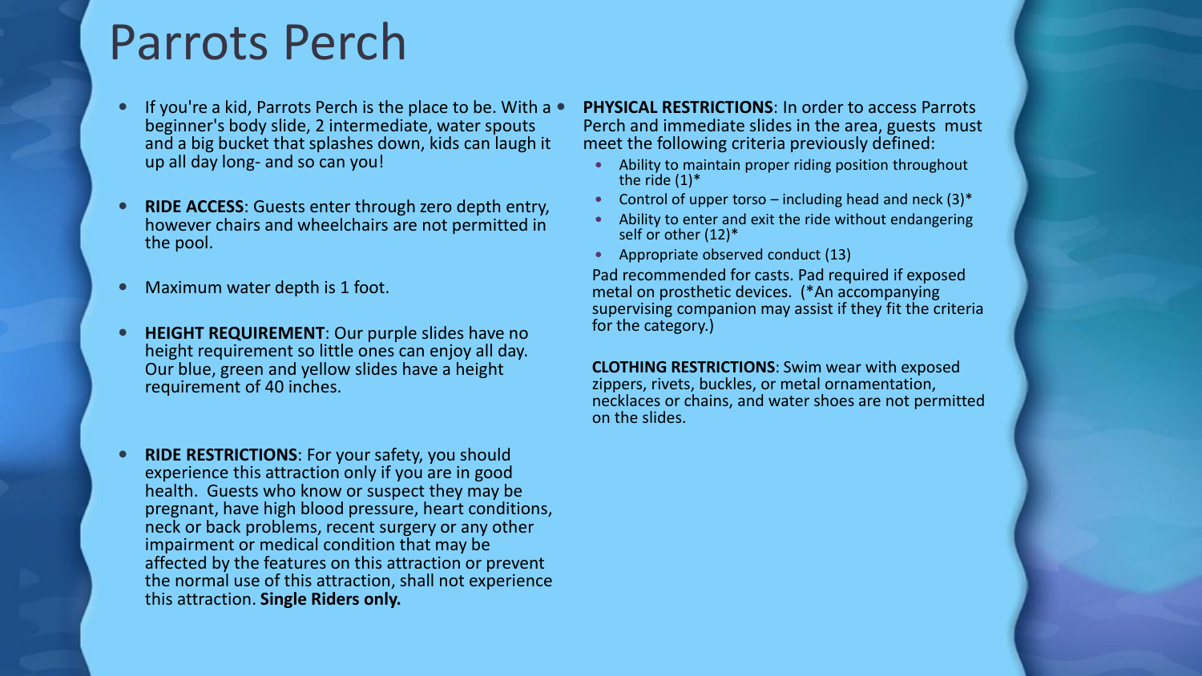# Parrots Perch

- If you're a kid, Parrots Perch is the place to be. With a beginner's body slide, 2 intermediate, water spouts and a big bucket that splashes down, kids can laugh it up all day long- and so can you!
- **RIDE ACCESS**: Guests enter through zero depth entry, however chairs and wheelchairs are not permitted in the pool.
- Maximum water depth is 1 foot.
- **HEIGHT REQUIREMENT**: Our purple slides have no height requirement so little ones can enjoy all day. Our blue, green and yellow slides have a height requirement of 40 inches.
- **RIDE RESTRICTIONS**: For your safety, you should experience this attraction only if you are in good health. Guests who know or suspect they may be pregnant, have high blood pressure, heart conditions, neck or back problems, recent surgery or any other impairment or medical condition that may be affected by the features on this attraction or prevent the normal use of this attraction, shall not experience this attraction. **Single Riders only.**
- **PHYSICAL RESTRICTIONS**: In order to access Parrots Perch and immediate slides in the area, guests must meet the following criteria previously defined:
  - Ability to maintain proper riding position throughout the ride (1)*
  - Control of upper torso – including head and neck (3)*
  - Ability to enter and exit the ride without endangering self or other (12)*
  - Appropriate observed conduct (13)

  Pad recommended for casts. Pad required if exposed metal on prosthetic devices. (*An accompanying supervising companion may assist if they fit the criteria for the category.)

  **CLOTHING RESTRICTIONS**: Swim wear with exposed zippers, rivets, buckles, or metal ornamentation, necklaces or chains, and water shoes are not permitted on the slides.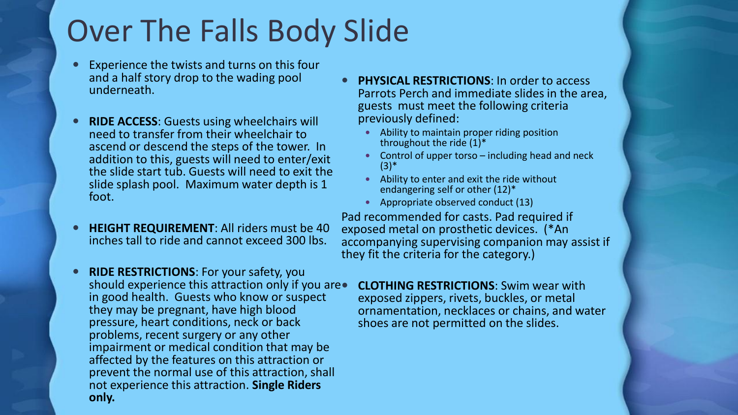# Over The Falls Body Slide

- Experience the twists and turns on this four and a half story drop to the wading pool underneath.

- **RIDE ACCESS**: Guests using wheelchairs will need to transfer from their wheelchair to ascend or descend the steps of the tower. In addition to this, guests will need to enter/exit the slide start tub. Guests will need to exit the slide splash pool. Maximum water depth is 1 foot.

- **HEIGHT REQUIREMENT**: All riders must be 40 inches tall to ride and cannot exceed 300 lbs.

- **RIDE RESTRICTIONS**: For your safety, you should experience this attraction only if you are in good health. Guests who know or suspect they may be pregnant, have high blood pressure, heart conditions, neck or back problems, recent surgery or any other impairment or medical condition that may be affected by the features on this attraction or prevent the normal use of this attraction, shall not experience this attraction. **Single Riders only.**

- **PHYSICAL RESTRICTIONS**: In order to access Parrots Perch and immediate slides in the area, guests must meet the following criteria previously defined:
  - Ability to maintain proper riding position throughout the ride (1)*
  - Control of upper torso – including head and neck (3)*
  - Ability to enter and exit the ride without endangering self or other (12)*
  - Appropriate observed conduct (13)

Pad recommended for casts. Pad required if exposed metal on prosthetic devices. (*An accompanying supervising companion may assist if they fit the criteria for the category.)

- **CLOTHING RESTRICTIONS**: Swim wear with exposed zippers, rivets, buckles, or metal ornamentation, necklaces or chains, and water shoes are not permitted on the slides.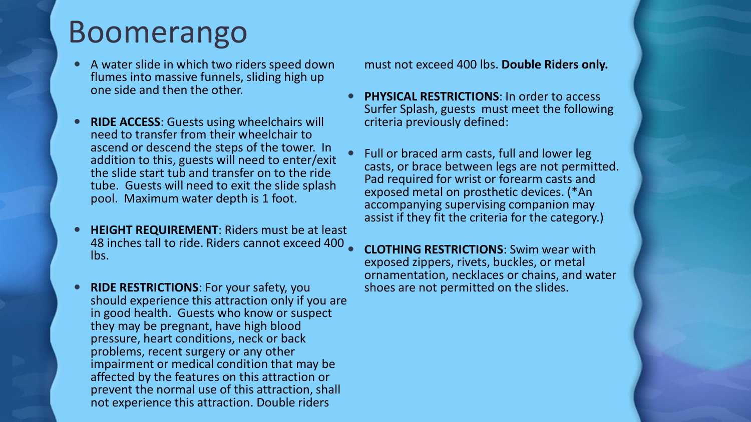# Boomerango

- A water slide in which two riders speed down flumes into massive funnels, sliding high up one side and then the other.

- **RIDE ACCESS**: Guests using wheelchairs will need to transfer from their wheelchair to ascend or descend the steps of the tower. In addition to this, guests will need to enter/exit the slide start tub and transfer on to the ride tube. Guests will need to exit the slide splash pool. Maximum water depth is 1 foot.

- **HEIGHT REQUIREMENT**: Riders must be at least 48 inches tall to ride. Riders cannot exceed 400 lbs.

- **RIDE RESTRICTIONS**: For your safety, you should experience this attraction only if you are in good health. Guests who know or suspect they may be pregnant, have high blood pressure, heart conditions, neck or back problems, recent surgery or any other impairment or medical condition that may be affected by the features on this attraction or prevent the normal use of this attraction, shall not experience this attraction. Double riders must not exceed 400 lbs. **Double Riders only.**

- **PHYSICAL RESTRICTIONS**: In order to access Surfer Splash, guests must meet the following criteria previously defined:

- Full or braced arm casts, full and lower leg casts, or brace between legs are not permitted. Pad required for wrist or forearm casts and exposed metal on prosthetic devices. (*An accompanying supervising companion may assist if they fit the criteria for the category.)

- **CLOTHING RESTRICTIONS**: Swim wear with exposed zippers, rivets, buckles, or metal ornamentation, necklaces or chains, and water shoes are not permitted on the slides.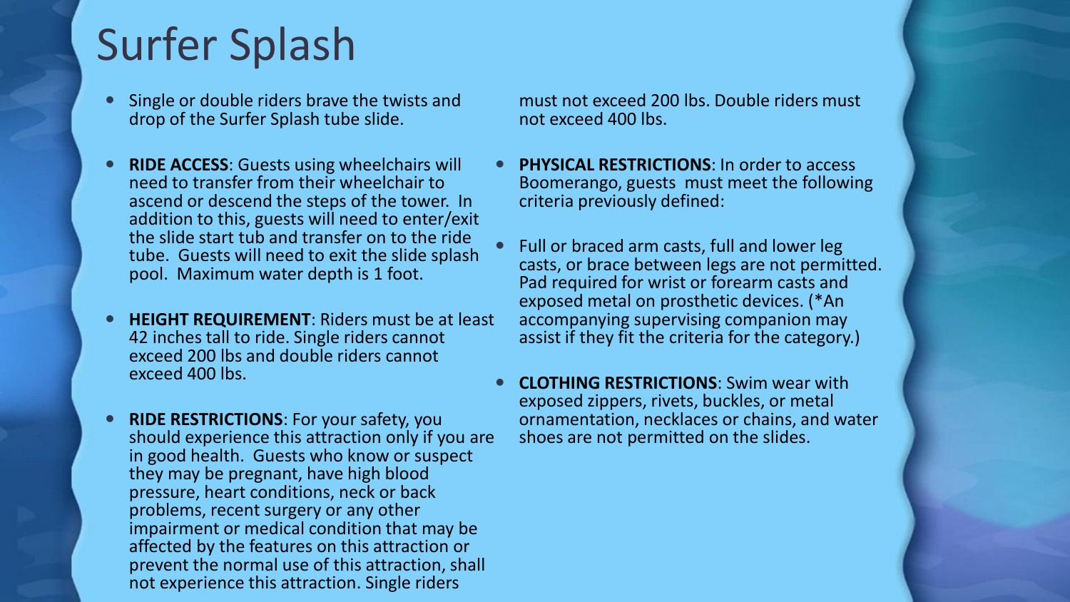# Surfer Splash

- Single or double riders brave the twists and drop of the Surfer Splash tube slide.
- **RIDE ACCESS**: Guests using wheelchairs will need to transfer from their wheelchair to ascend or descend the steps of the tower. In addition to this, guests will need to enter/exit the slide start tub and transfer on to the ride tube. Guests will need to exit the slide splash pool. Maximum water depth is 1 foot.
- **HEIGHT REQUIREMENT**: Riders must be at least 42 inches tall to ride. Single riders cannot exceed 200 lbs and double riders cannot exceed 400 lbs.
- **RIDE RESTRICTIONS**: For your safety, you should experience this attraction only if you are in good health. Guests who know or suspect they may be pregnant, have high blood pressure, heart conditions, neck or back problems, recent surgery or any other impairment or medical condition that may be affected by the features on this attraction or prevent the normal use of this attraction, shall not experience this attraction. Single riders must not exceed 200 lbs. Double riders must not exceed 400 lbs.
- **PHYSICAL RESTRICTIONS**: In order to access Boomerango, guests must meet the following criteria previously defined:
- Full or braced arm casts, full and lower leg casts, or brace between legs are not permitted. Pad required for wrist or forearm casts and exposed metal on prosthetic devices. (*An accompanying supervising companion may assist if they fit the criteria for the category.)
- **CLOTHING RESTRICTIONS**: Swim wear with exposed zippers, rivets, buckles, or metal ornamentation, necklaces or chains, and water shoes are not permitted on the slides.